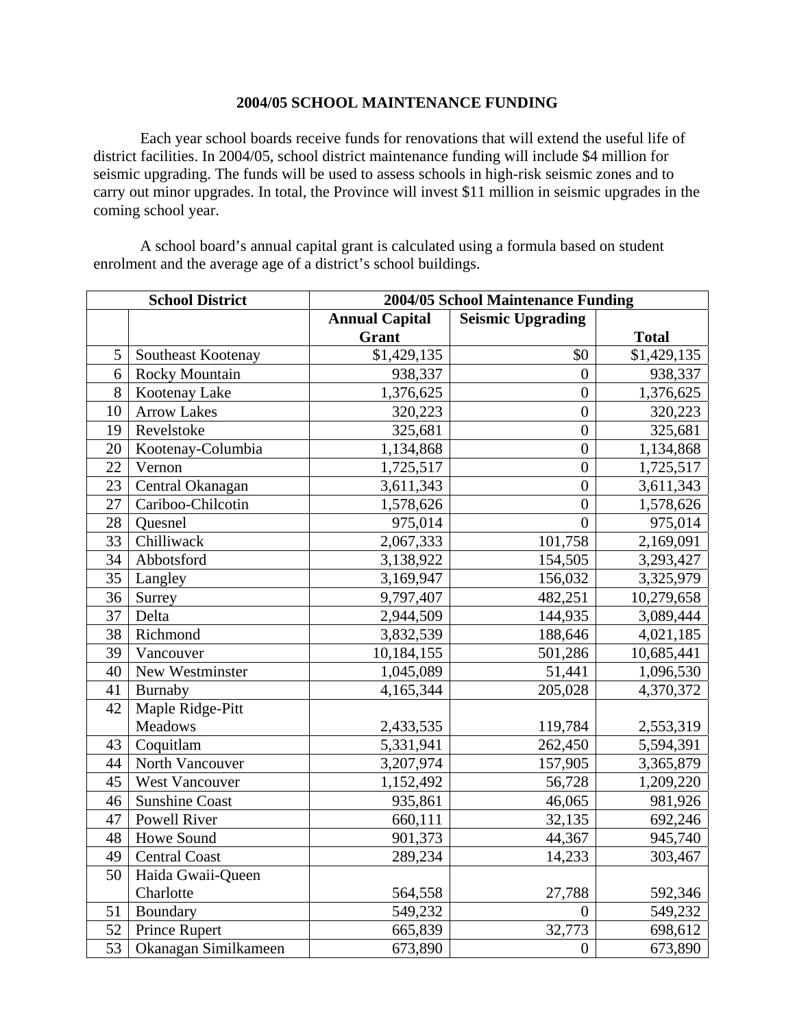# 2004/05 SCHOOL MAINTENANCE FUNDING

Each year school boards receive funds for renovations that will extend the useful life of district facilities. In 2004/05, school district maintenance funding will include $4 million for seismic upgrading. The funds will be used to assess schools in high-risk seismic zones and to carry out minor upgrades. In total, the Province will invest $11 million in seismic upgrades in the coming school year.

A school board's annual capital grant is calculated using a formula based on student enrolment and the average age of a district's school buildings.

| School District | | 2004/05 School Maintenance Funding | | |
|---|---|---|---|---|
| | | Annual Capital Grant | Seismic Upgrading | Total |
| 5 | Southeast Kootenay | $1,429,135 | $0 | $1,429,135 |
| 6 | Rocky Mountain | 938,337 | 0 | 938,337 |
| 8 | Kootenay Lake | 1,376,625 | 0 | 1,376,625 |
| 10 | Arrow Lakes | 320,223 | 0 | 320,223 |
| 19 | Revelstoke | 325,681 | 0 | 325,681 |
| 20 | Kootenay-Columbia | 1,134,868 | 0 | 1,134,868 |
| 22 | Vernon | 1,725,517 | 0 | 1,725,517 |
| 23 | Central Okanagan | 3,611,343 | 0 | 3,611,343 |
| 27 | Cariboo-Chilcotin | 1,578,626 | 0 | 1,578,626 |
| 28 | Quesnel | 975,014 | 0 | 975,014 |
| 33 | Chilliwack | 2,067,333 | 101,758 | 2,169,091 |
| 34 | Abbotsford | 3,138,922 | 154,505 | 3,293,427 |
| 35 | Langley | 3,169,947 | 156,032 | 3,325,979 |
| 36 | Surrey | 9,797,407 | 482,251 | 10,279,658 |
| 37 | Delta | 2,944,509 | 144,935 | 3,089,444 |
| 38 | Richmond | 3,832,539 | 188,646 | 4,021,185 |
| 39 | Vancouver | 10,184,155 | 501,286 | 10,685,441 |
| 40 | New Westminster | 1,045,089 | 51,441 | 1,096,530 |
| 41 | Burnaby | 4,165,344 | 205,028 | 4,370,372 |
| 42 | Maple Ridge-Pitt Meadows | 2,433,535 | 119,784 | 2,553,319 |
| 43 | Coquitlam | 5,331,941 | 262,450 | 5,594,391 |
| 44 | North Vancouver | 3,207,974 | 157,905 | 3,365,879 |
| 45 | West Vancouver | 1,152,492 | 56,728 | 1,209,220 |
| 46 | Sunshine Coast | 935,861 | 46,065 | 981,926 |
| 47 | Powell River | 660,111 | 32,135 | 692,246 |
| 48 | Howe Sound | 901,373 | 44,367 | 945,740 |
| 49 | Central Coast | 289,234 | 14,233 | 303,467 |
| 50 | Haida Gwaii-Queen Charlotte | 564,558 | 27,788 | 592,346 |
| 51 | Boundary | 549,232 | 0 | 549,232 |
| 52 | Prince Rupert | 665,839 | 32,773 | 698,612 |
| 53 | Okanagan Similkameen | 673,890 | 0 | 673,890 |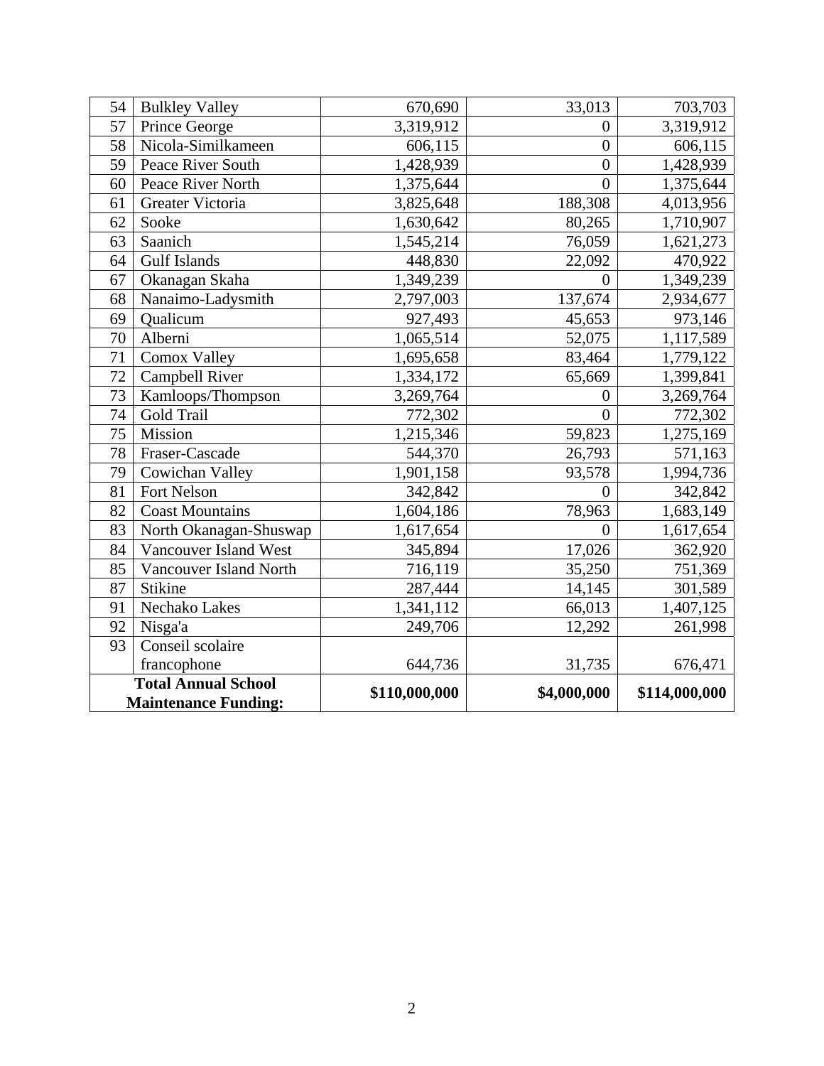| | | | | |
|---|---|---|---|---|
| 54 | Bulkley Valley | 670,690 | 33,013 | 703,703 |
| 57 | Prince George | 3,319,912 | 0 | 3,319,912 |
| 58 | Nicola-Similkameen | 606,115 | 0 | 606,115 |
| 59 | Peace River South | 1,428,939 | 0 | 1,428,939 |
| 60 | Peace River North | 1,375,644 | 0 | 1,375,644 |
| 61 | Greater Victoria | 3,825,648 | 188,308 | 4,013,956 |
| 62 | Sooke | 1,630,642 | 80,265 | 1,710,907 |
| 63 | Saanich | 1,545,214 | 76,059 | 1,621,273 |
| 64 | Gulf Islands | 448,830 | 22,092 | 470,922 |
| 67 | Okanagan Skaha | 1,349,239 | 0 | 1,349,239 |
| 68 | Nanaimo-Ladysmith | 2,797,003 | 137,674 | 2,934,677 |
| 69 | Qualicum | 927,493 | 45,653 | 973,146 |
| 70 | Alberni | 1,065,514 | 52,075 | 1,117,589 |
| 71 | Comox Valley | 1,695,658 | 83,464 | 1,779,122 |
| 72 | Campbell River | 1,334,172 | 65,669 | 1,399,841 |
| 73 | Kamloops/Thompson | 3,269,764 | 0 | 3,269,764 |
| 74 | Gold Trail | 772,302 | 0 | 772,302 |
| 75 | Mission | 1,215,346 | 59,823 | 1,275,169 |
| 78 | Fraser-Cascade | 544,370 | 26,793 | 571,163 |
| 79 | Cowichan Valley | 1,901,158 | 93,578 | 1,994,736 |
| 81 | Fort Nelson | 342,842 | 0 | 342,842 |
| 82 | Coast Mountains | 1,604,186 | 78,963 | 1,683,149 |
| 83 | North Okanagan-Shuswap | 1,617,654 | 0 | 1,617,654 |
| 84 | Vancouver Island West | 345,894 | 17,026 | 362,920 |
| 85 | Vancouver Island North | 716,119 | 35,250 | 751,369 |
| 87 | Stikine | 287,444 | 14,145 | 301,589 |
| 91 | Nechako Lakes | 1,341,112 | 66,013 | 1,407,125 |
| 92 | Nisga'a | 249,706 | 12,292 | 261,998 |
| 93 | Conseil scolaire francophone | 644,736 | 31,735 | 676,471 |
| **Total Annual School Maintenance Funding:** | | **$110,000,000** | **$4,000,000** | **$114,000,000** |